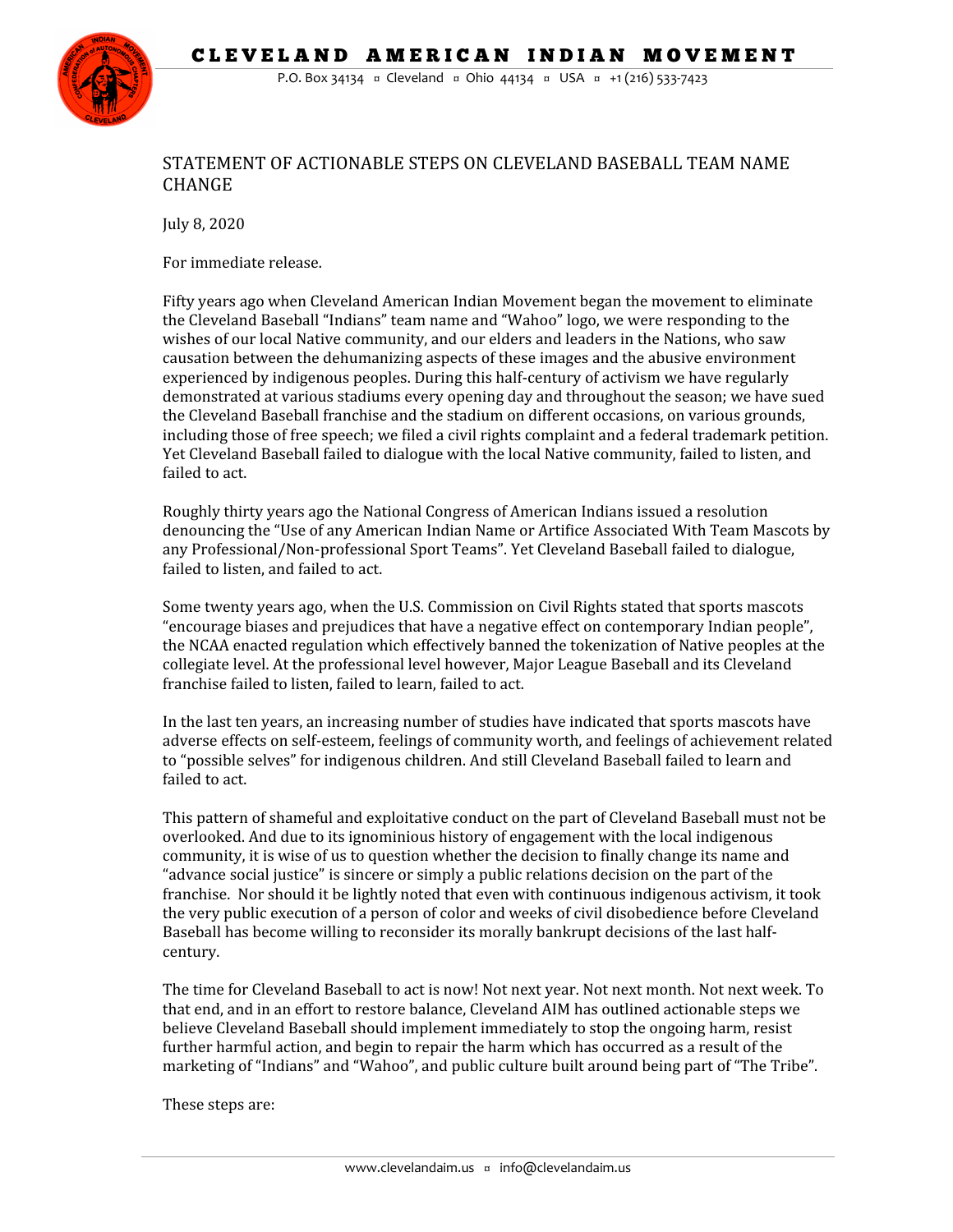# CLEVELAND AMERICAN INDIAN MOVEMENT

P.O. Box 34134 ¤ Cleveland ¤ Ohio 44134 ¤ USA ¤ +1 (216) 533-7423

## STATEMENT OF ACTIONABLE STEPS ON CLEVELAND BASEBALL TEAM NAME CHANGE

July 8, 2020

For immediate release.

Fifty years ago when Cleveland American Indian Movement began the movement to eliminate the Cleveland Baseball "Indians" team name and "Wahoo" logo, we were responding to the wishes of our local Native community, and our elders and leaders in the Nations, who saw causation between the dehumanizing aspects of these images and the abusive environment experienced by indigenous peoples. During this half-century of activism we have regularly demonstrated at various stadiums every opening day and throughout the season; we have sued the Cleveland Baseball franchise and the stadium on different occasions, on various grounds, including those of free speech; we filed a civil rights complaint and a federal trademark petition. Yet Cleveland Baseball failed to dialogue with the local Native community, failed to listen, and failed to act.

Roughly thirty years ago the National Congress of American Indians issued a resolution denouncing the "Use of any American Indian Name or Artifice Associated With Team Mascots by any Professional/Non-professional Sport Teams". Yet Cleveland Baseball failed to dialogue, failed to listen, and failed to act.

Some twenty years ago, when the U.S. Commission on Civil Rights stated that sports mascots "encourage biases and prejudices that have a negative effect on contemporary Indian people", the NCAA enacted regulation which effectively banned the tokenization of Native peoples at the collegiate level. At the professional level however, Major League Baseball and its Cleveland franchise failed to listen, failed to learn, failed to act.

In the last ten years, an increasing number of studies have indicated that sports mascots have adverse effects on self-esteem, feelings of community worth, and feelings of achievement related to "possible selves" for indigenous children. And still Cleveland Baseball failed to learn and failed to act.

This pattern of shameful and exploitative conduct on the part of Cleveland Baseball must not be overlooked. And due to its ignominious history of engagement with the local indigenous community, it is wise of us to question whether the decision to finally change its name and "advance social justice" is sincere or simply a public relations decision on the part of the franchise. Nor should it be lightly noted that even with continuous indigenous activism, it took the very public execution of a person of color and weeks of civil disobedience before Cleveland Baseball has become willing to reconsider its morally bankrupt decisions of the last half-century.

The time for Cleveland Baseball to act is now! Not next year. Not next month. Not next week. To that end, and in an effort to restore balance, Cleveland AIM has outlined actionable steps we believe Cleveland Baseball should implement immediately to stop the ongoing harm, resist further harmful action, and begin to repair the harm which has occurred as a result of the marketing of "Indians" and "Wahoo", and public culture built around being part of "The Tribe".

These steps are: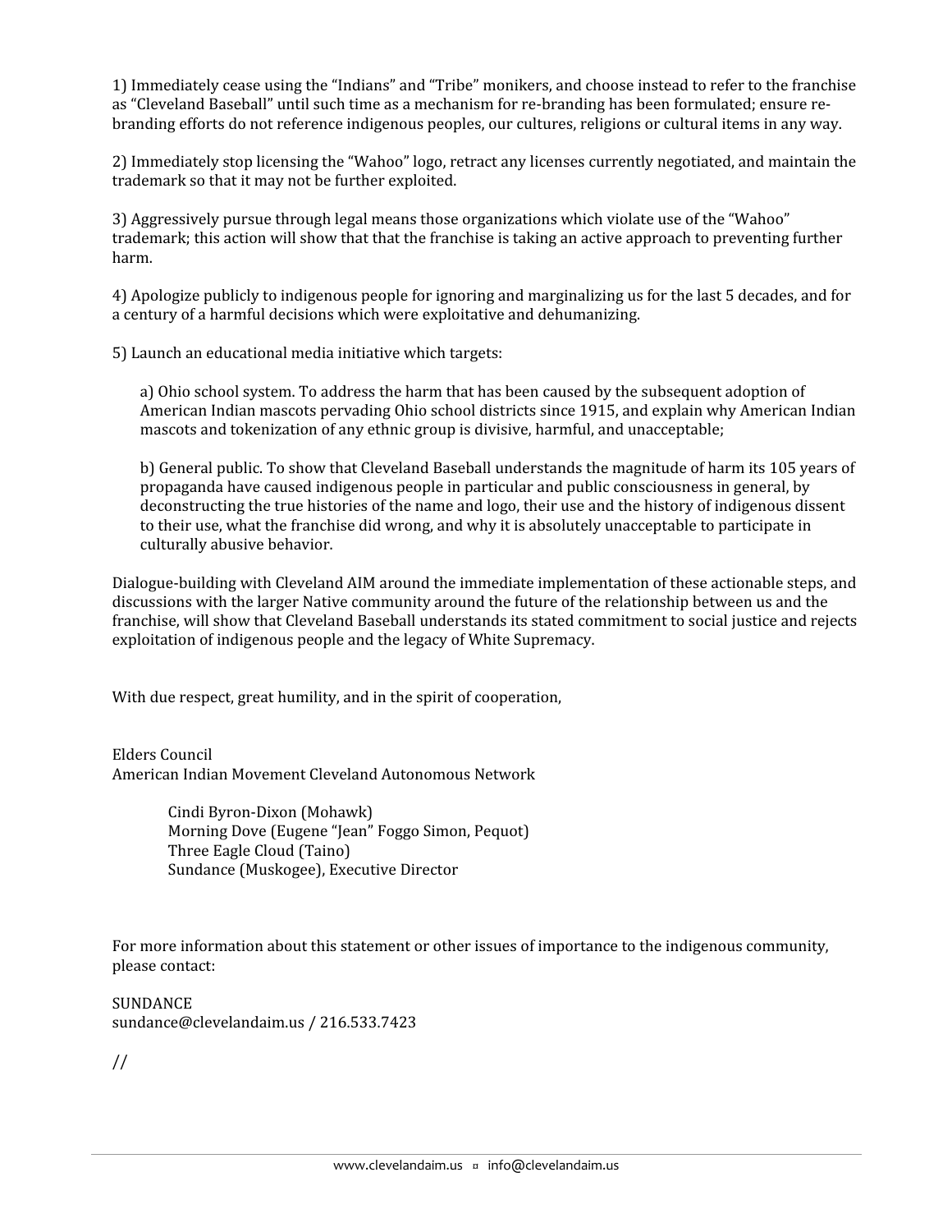1) Immediately cease using the "Indians" and "Tribe" monikers, and choose instead to refer to the franchise as "Cleveland Baseball" until such time as a mechanism for re-branding has been formulated; ensure re-branding efforts do not reference indigenous peoples, our cultures, religions or cultural items in any way.

2) Immediately stop licensing the "Wahoo" logo, retract any licenses currently negotiated, and maintain the trademark so that it may not be further exploited.

3) Aggressively pursue through legal means those organizations which violate use of the "Wahoo" trademark; this action will show that that the franchise is taking an active approach to preventing further harm.

4) Apologize publicly to indigenous people for ignoring and marginalizing us for the last 5 decades, and for a century of a harmful decisions which were exploitative and dehumanizing.

5) Launch an educational media initiative which targets:

a) Ohio school system. To address the harm that has been caused by the subsequent adoption of American Indian mascots pervading Ohio school districts since 1915, and explain why American Indian mascots and tokenization of any ethnic group is divisive, harmful, and unacceptable;

b) General public. To show that Cleveland Baseball understands the magnitude of harm its 105 years of propaganda have caused indigenous people in particular and public consciousness in general, by deconstructing the true histories of the name and logo, their use and the history of indigenous dissent to their use, what the franchise did wrong, and why it is absolutely unacceptable to participate in culturally abusive behavior.

Dialogue-building with Cleveland AIM around the immediate implementation of these actionable steps, and discussions with the larger Native community around the future of the relationship between us and the franchise, will show that Cleveland Baseball understands its stated commitment to social justice and rejects exploitation of indigenous people and the legacy of White Supremacy.

With due respect, great humility, and in the spirit of cooperation,

Elders Council
American Indian Movement Cleveland Autonomous Network

Cindi Byron-Dixon (Mohawk)
Morning Dove (Eugene "Jean" Foggo Simon, Pequot)
Three Eagle Cloud (Taino)
Sundance (Muskogee), Executive Director

For more information about this statement or other issues of importance to the indigenous community, please contact:

SUNDANCE
sundance@clevelandaim.us / 216.533.7423

//